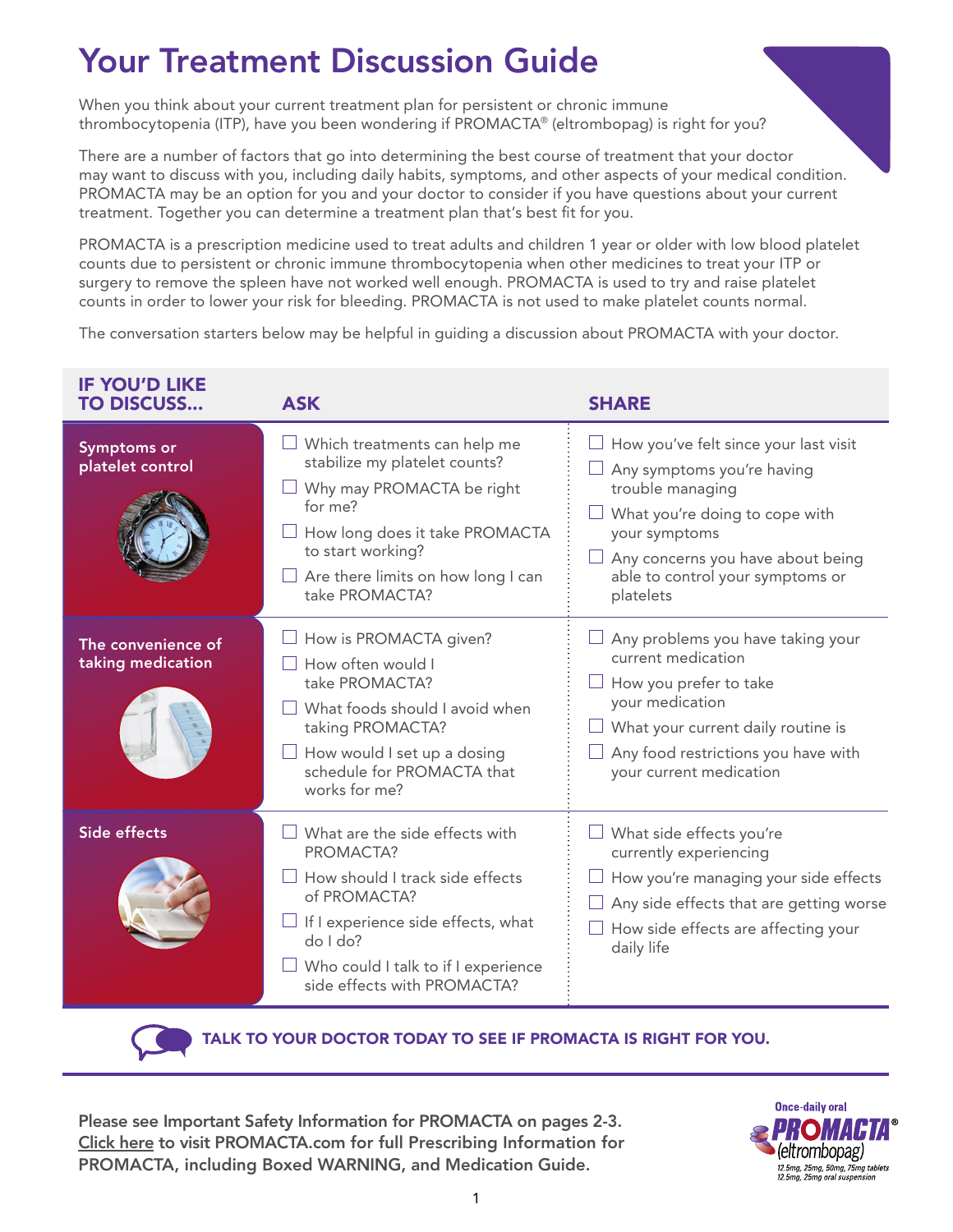# Your Treatment Discussion Guide

When you think about your current treatment plan for persistent or chronic immune thrombocytopenia (ITP), have you been wondering if PROMACTA® (eltrombopag) is right for you?

There are a number of factors that go into determining the best course of treatment that your doctor may want to discuss with you, including daily habits, symptoms, and other aspects of your medical condition. PROMACTA may be an option for you and your doctor to consider if you have questions about your current treatment. Together you can determine a treatment plan that's best fit for you.

PROMACTA is a prescription medicine used to treat adults and children 1 year or older with low blood platelet counts due to persistent or chronic immune thrombocytopenia when other medicines to treat your ITP or surgery to remove the spleen have not worked well enough. PROMACTA is used to try and raise platelet counts in order to lower your risk for bleeding. PROMACTA is not used to make platelet counts normal.

The conversation starters below may be helpful in guiding a discussion about PROMACTA with your doctor.

| IF YOU'D LIKE TO DISCUSS... | ASK | SHARE |
|---|---|---|
| Symptoms or platelet control | ☐ Which treatments can help me stabilize my platelet counts?<br>☐ Why may PROMACTA be right for me?<br>☐ How long does it take PROMACTA to start working?<br>☐ Are there limits on how long I can take PROMACTA? | ☐ How you've felt since your last visit<br>☐ Any symptoms you're having trouble managing<br>☐ What you're doing to cope with your symptoms<br>☐ Any concerns you have about being able to control your symptoms or platelets |
| The convenience of taking medication | ☐ How is PROMACTA given?<br>☐ How often would I take PROMACTA?<br>☐ What foods should I avoid when taking PROMACTA?<br>☐ How would I set up a dosing schedule for PROMACTA that works for me? | ☐ Any problems you have taking your current medication<br>☐ How you prefer to take your medication<br>☐ What your current daily routine is<br>☐ Any food restrictions you have with your current medication |
| Side effects | ☐ What are the side effects with PROMACTA?<br>☐ How should I track side effects of PROMACTA?<br>☐ If I experience side effects, what do I do?<br>☐ Who could I talk to if I experience side effects with PROMACTA? | ☐ What side effects you're currently experiencing<br>☐ How you're managing your side effects<br>☐ Any side effects that are getting worse<br>☐ How side effects are affecting your daily life |

**TALK TO YOUR DOCTOR TODAY TO SEE IF PROMACTA IS RIGHT FOR YOU.**

**Please see Important Safety Information for PROMACTA on pages 2-3. Click here to visit PROMACTA.com for full Prescribing Information for PROMACTA, including Boxed WARNING, and Medication Guide.**

Once-daily oral PROMACTA® (eltrombopag) 12.5mg, 25mg, 50mg, 75mg tablets 12.5mg, 25mg oral suspension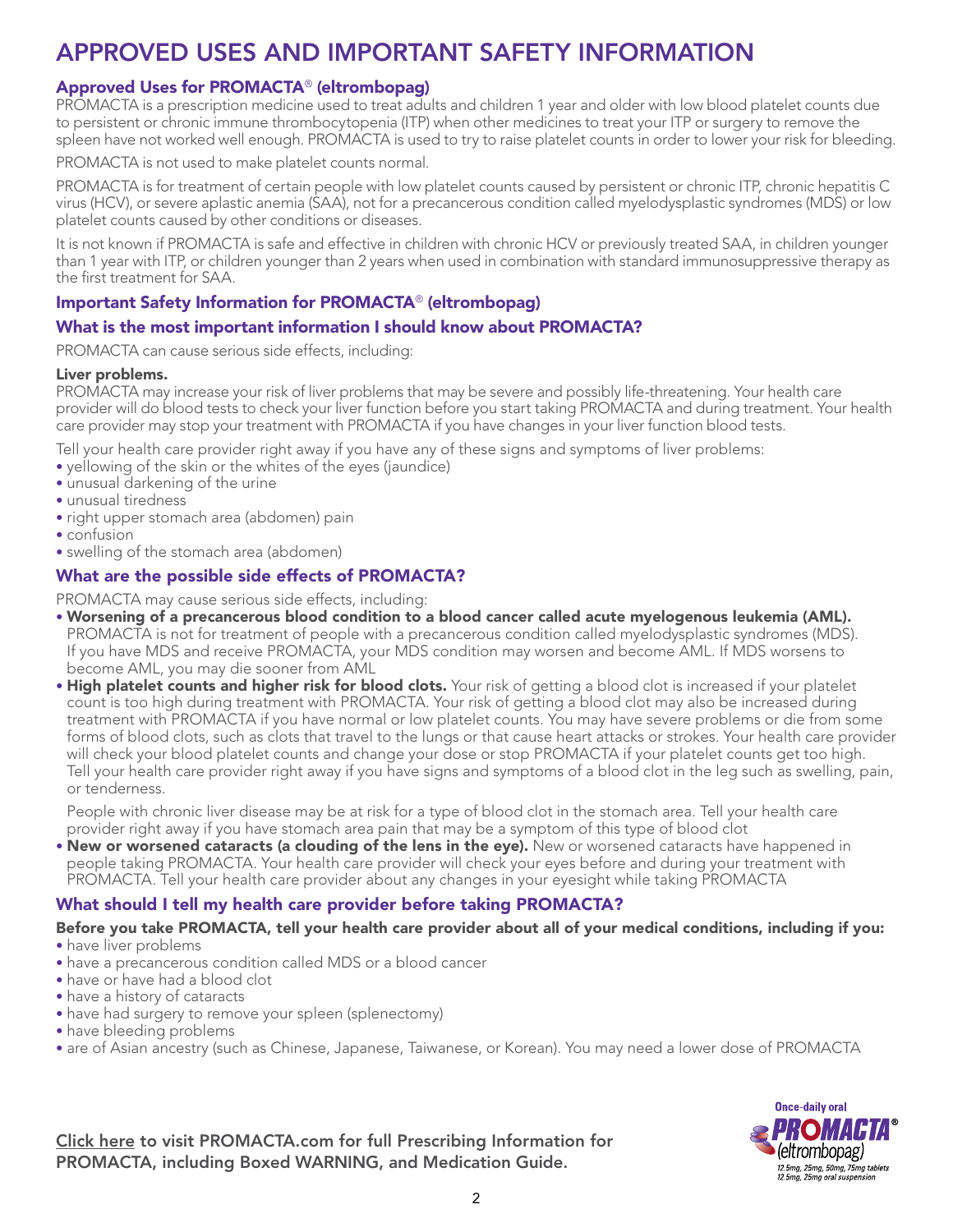# APPROVED USES AND IMPORTANT SAFETY INFORMATION

## Approved Uses for PROMACTA® (eltrombopag)

PROMACTA is a prescription medicine used to treat adults and children 1 year and older with low blood platelet counts due to persistent or chronic immune thrombocytopenia (ITP) when other medicines to treat your ITP or surgery to remove the spleen have not worked well enough. PROMACTA is used to try to raise platelet counts in order to lower your risk for bleeding.

PROMACTA is not used to make platelet counts normal.

PROMACTA is for treatment of certain people with low platelet counts caused by persistent or chronic ITP, chronic hepatitis C virus (HCV), or severe aplastic anemia (SAA), not for a precancerous condition called myelodysplastic syndromes (MDS) or low platelet counts caused by other conditions or diseases.

It is not known if PROMACTA is safe and effective in children with chronic HCV or previously treated SAA, in children younger than 1 year with ITP, or children younger than 2 years when used in combination with standard immunosuppressive therapy as the first treatment for SAA.

## Important Safety Information for PROMACTA® (eltrombopag)

### What is the most important information I should know about PROMACTA?

PROMACTA can cause serious side effects, including:

**Liver problems.**
PROMACTA may increase your risk of liver problems that may be severe and possibly life-threatening. Your health care provider will do blood tests to check your liver function before you start taking PROMACTA and during treatment. Your health care provider may stop your treatment with PROMACTA if you have changes in your liver function blood tests.

Tell your health care provider right away if you have any of these signs and symptoms of liver problems:

- yellowing of the skin or the whites of the eyes (jaundice)
- unusual darkening of the urine
- unusual tiredness
- right upper stomach area (abdomen) pain
- confusion
- swelling of the stomach area (abdomen)

### What are the possible side effects of PROMACTA?

PROMACTA may cause serious side effects, including:

- **Worsening of a precancerous blood condition to a blood cancer called acute myelogenous leukemia (AML).** PROMACTA is not for treatment of people with a precancerous condition called myelodysplastic syndromes (MDS). If you have MDS and receive PROMACTA, your MDS condition may worsen and become AML. If MDS worsens to become AML, you may die sooner from AML
- **High platelet counts and higher risk for blood clots.** Your risk of getting a blood clot is increased if your platelet count is too high during treatment with PROMACTA. Your risk of getting a blood clot may also be increased during treatment with PROMACTA if you have normal or low platelet counts. You may have severe problems or die from some forms of blood clots, such as clots that travel to the lungs or that cause heart attacks or strokes. Your health care provider will check your blood platelet counts and change your dose or stop PROMACTA if your platelet counts get too high. Tell your health care provider right away if you have signs and symptoms of a blood clot in the leg such as swelling, pain, or tenderness.

  People with chronic liver disease may be at risk for a type of blood clot in the stomach area. Tell your health care provider right away if you have stomach area pain that may be a symptom of this type of blood clot
- **New or worsened cataracts (a clouding of the lens in the eye).** New or worsened cataracts have happened in people taking PROMACTA. Your health care provider will check your eyes before and during your treatment with PROMACTA. Tell your health care provider about any changes in your eyesight while taking PROMACTA

### What should I tell my health care provider before taking PROMACTA?

**Before you take PROMACTA, tell your health care provider about all of your medical conditions, including if you:**

- have liver problems
- have a precancerous condition called MDS or a blood cancer
- have or have had a blood clot
- have a history of cataracts
- have had surgery to remove your spleen (splenectomy)
- have bleeding problems
- are of Asian ancestry (such as Chinese, Japanese, Taiwanese, or Korean). You may need a lower dose of PROMACTA

Click here to visit PROMACTA.com for full Prescribing Information for PROMACTA, including Boxed WARNING, and Medication Guide.

Once-daily oral PROMACTA® (eltrombopag) 12.5mg, 25mg, 50mg, 75mg tablets 12.5mg, 25mg oral suspension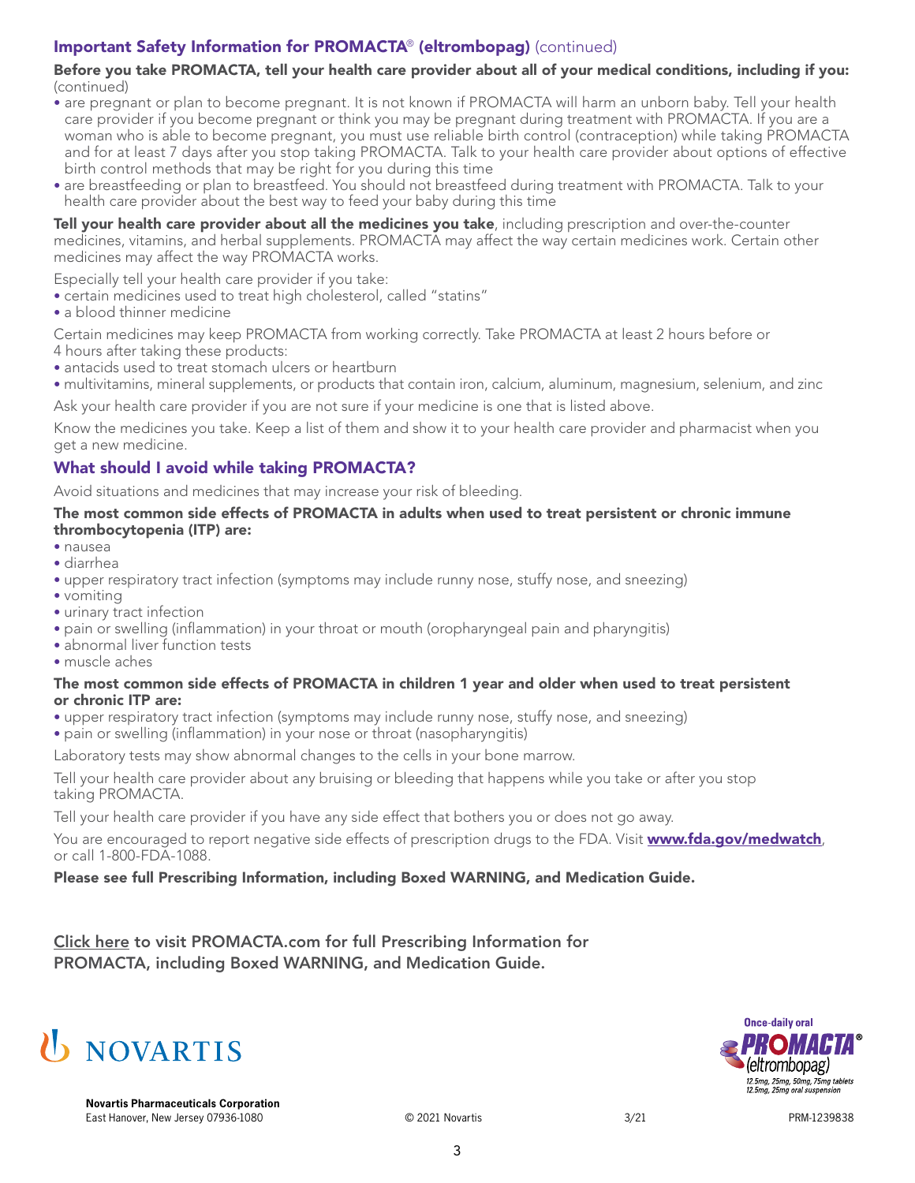## Important Safety Information for PROMACTA® (eltrombopag) (continued)

**Before you take PROMACTA, tell your health care provider about all of your medical conditions, including if you:** (continued)

- are pregnant or plan to become pregnant. It is not known if PROMACTA will harm an unborn baby. Tell your health care provider if you become pregnant or think you may be pregnant during treatment with PROMACTA. If you are a woman who is able to become pregnant, you must use reliable birth control (contraception) while taking PROMACTA and for at least 7 days after you stop taking PROMACTA. Talk to your health care provider about options of effective birth control methods that may be right for you during this time
- are breastfeeding or plan to breastfeed. You should not breastfeed during treatment with PROMACTA. Talk to your health care provider about the best way to feed your baby during this time

**Tell your health care provider about all the medicines you take**, including prescription and over-the-counter medicines, vitamins, and herbal supplements. PROMACTA may affect the way certain medicines work. Certain other medicines may affect the way PROMACTA works.

Especially tell your health care provider if you take:

- certain medicines used to treat high cholesterol, called "statins"
- a blood thinner medicine

Certain medicines may keep PROMACTA from working correctly. Take PROMACTA at least 2 hours before or 4 hours after taking these products:

- antacids used to treat stomach ulcers or heartburn
- multivitamins, mineral supplements, or products that contain iron, calcium, aluminum, magnesium, selenium, and zinc

Ask your health care provider if you are not sure if your medicine is one that is listed above.

Know the medicines you take. Keep a list of them and show it to your health care provider and pharmacist when you get a new medicine.

## What should I avoid while taking PROMACTA?

Avoid situations and medicines that may increase your risk of bleeding.

**The most common side effects of PROMACTA in adults when used to treat persistent or chronic immune thrombocytopenia (ITP) are:**

- nausea
- diarrhea
- upper respiratory tract infection (symptoms may include runny nose, stuffy nose, and sneezing)
- vomiting
- urinary tract infection
- pain or swelling (inflammation) in your throat or mouth (oropharyngeal pain and pharyngitis)
- abnormal liver function tests
- muscle aches

**The most common side effects of PROMACTA in children 1 year and older when used to treat persistent or chronic ITP are:**

- upper respiratory tract infection (symptoms may include runny nose, stuffy nose, and sneezing)
- pain or swelling (inflammation) in your nose or throat (nasopharyngitis)

Laboratory tests may show abnormal changes to the cells in your bone marrow.

Tell your health care provider about any bruising or bleeding that happens while you take or after you stop taking PROMACTA.

Tell your health care provider if you have any side effect that bothers you or does not go away.

You are encouraged to report negative side effects of prescription drugs to the FDA. Visit **www.fda.gov/medwatch**, or call 1-800-FDA-1088.

**Please see full Prescribing Information, including Boxed WARNING, and Medication Guide.**

**Click here to visit PROMACTA.com for full Prescribing Information for PROMACTA, including Boxed WARNING, and Medication Guide.**

NOVARTIS

Once-daily oral PROMACTA® (eltrombopag) 12.5mg, 25mg, 50mg, 75mg tablets 12.5mg, 25mg oral suspension

**Novartis Pharmaceuticals Corporation**
East Hanover, New Jersey 07936-1080

© 2021 Novartis 3/21 PRM-1239838